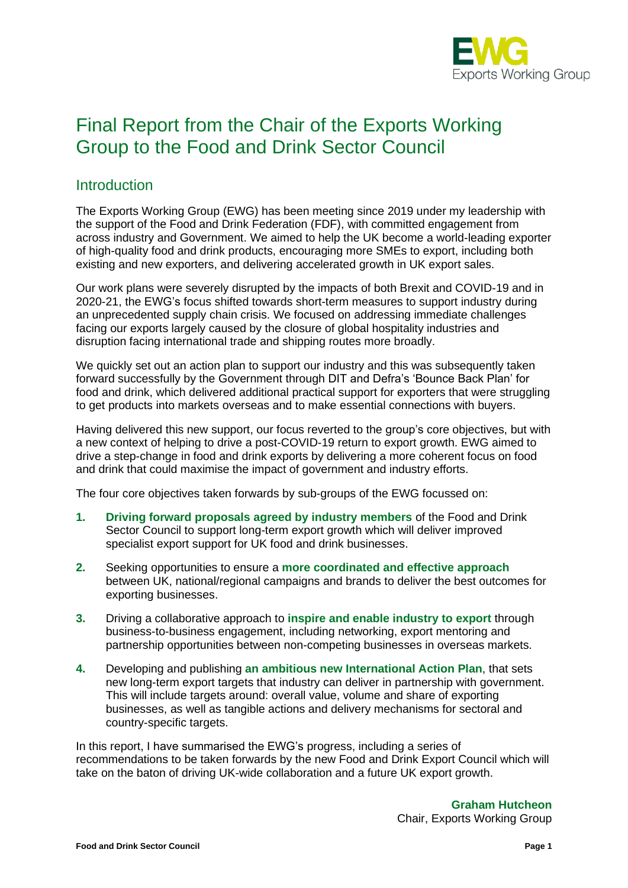# Final Report from the Chair of the Exports Working Group to the Food and Drink Sector Council

## Introduction

The Exports Working Group (EWG) has been meeting since 2019 under my leadership with the support of the Food and Drink Federation (FDF), with committed engagement from across industry and Government. We aimed to help the UK become a world-leading exporter of high-quality food and drink products, encouraging more SMEs to export, including both existing and new exporters, and delivering accelerated growth in UK export sales.

Our work plans were severely disrupted by the impacts of both Brexit and COVID-19 and in 2020-21, the EWG's focus shifted towards short-term measures to support industry during an unprecedented supply chain crisis. We focused on addressing immediate challenges facing our exports largely caused by the closure of global hospitality industries and disruption facing international trade and shipping routes more broadly.

We quickly set out an action plan to support our industry and this was subsequently taken forward successfully by the Government through DIT and Defra's 'Bounce Back Plan' for food and drink, which delivered additional practical support for exporters that were struggling to get products into markets overseas and to make essential connections with buyers.

Having delivered this new support, our focus reverted to the group's core objectives, but with a new context of helping to drive a post-COVID-19 return to export growth. EWG aimed to drive a step-change in food and drink exports by delivering a more coherent focus on food and drink that could maximise the impact of government and industry efforts.

The four core objectives taken forwards by sub-groups of the EWG focussed on:

1. **Driving forward proposals agreed by industry members** of the Food and Drink Sector Council to support long-term export growth which will deliver improved specialist export support for UK food and drink businesses.
2. Seeking opportunities to ensure a **more coordinated and effective approach** between UK, national/regional campaigns and brands to deliver the best outcomes for exporting businesses.
3. Driving a collaborative approach to **inspire and enable industry to export** through business-to-business engagement, including networking, export mentoring and partnership opportunities between non-competing businesses in overseas markets.
4. Developing and publishing **an ambitious new International Action Plan**, that sets new long-term export targets that industry can deliver in partnership with government. This will include targets around: overall value, volume and share of exporting businesses, as well as tangible actions and delivery mechanisms for sectoral and country-specific targets.

In this report, I have summarised the EWG's progress, including a series of recommendations to be taken forwards by the new Food and Drink Export Council which will take on the baton of driving UK-wide collaboration and a future UK export growth.

**Graham Hutcheon**
Chair, Exports Working Group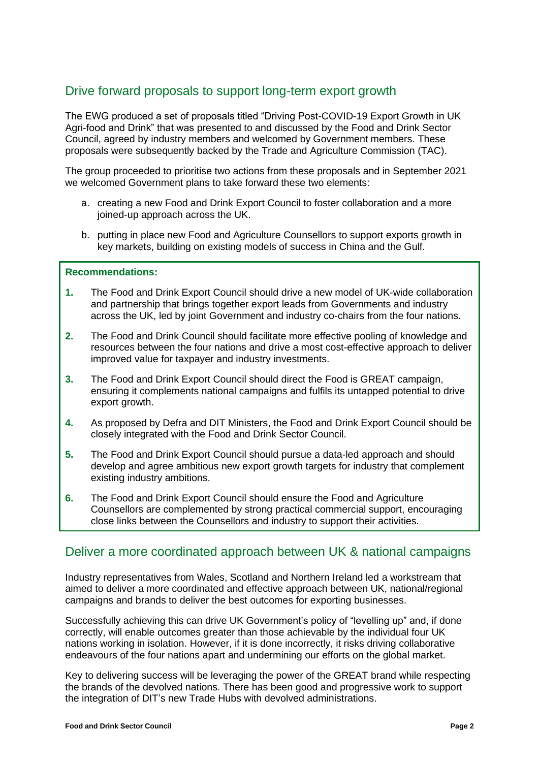## Drive forward proposals to support long-term export growth

The EWG produced a set of proposals titled "Driving Post-COVID-19 Export Growth in UK Agri-food and Drink" that was presented to and discussed by the Food and Drink Sector Council, agreed by industry members and welcomed by Government members. These proposals were subsequently backed by the Trade and Agriculture Commission (TAC).

The group proceeded to prioritise two actions from these proposals and in September 2021 we welcomed Government plans to take forward these two elements:

a. creating a new Food and Drink Export Council to foster collaboration and a more joined-up approach across the UK.

b. putting in place new Food and Agriculture Counsellors to support exports growth in key markets, building on existing models of success in China and the Gulf.

**Recommendations:**

1. The Food and Drink Export Council should drive a new model of UK-wide collaboration and partnership that brings together export leads from Governments and industry across the UK, led by joint Government and industry co-chairs from the four nations.
2. The Food and Drink Council should facilitate more effective pooling of knowledge and resources between the four nations and drive a most cost-effective approach to deliver improved value for taxpayer and industry investments.
3. The Food and Drink Export Council should direct the Food is GREAT campaign, ensuring it complements national campaigns and fulfils its untapped potential to drive export growth.
4. As proposed by Defra and DIT Ministers, the Food and Drink Export Council should be closely integrated with the Food and Drink Sector Council.
5. The Food and Drink Export Council should pursue a data-led approach and should develop and agree ambitious new export growth targets for industry that complement existing industry ambitions.
6. The Food and Drink Export Council should ensure the Food and Agriculture Counsellors are complemented by strong practical commercial support, encouraging close links between the Counsellors and industry to support their activities.

## Deliver a more coordinated approach between UK & national campaigns

Industry representatives from Wales, Scotland and Northern Ireland led a workstream that aimed to deliver a more coordinated and effective approach between UK, national/regional campaigns and brands to deliver the best outcomes for exporting businesses.

Successfully achieving this can drive UK Government's policy of "levelling up" and, if done correctly, will enable outcomes greater than those achievable by the individual four UK nations working in isolation. However, if it is done incorrectly, it risks driving collaborative endeavours of the four nations apart and undermining our efforts on the global market.

Key to delivering success will be leveraging the power of the GREAT brand while respecting the brands of the devolved nations. There has been good and progressive work to support the integration of DIT's new Trade Hubs with devolved administrations.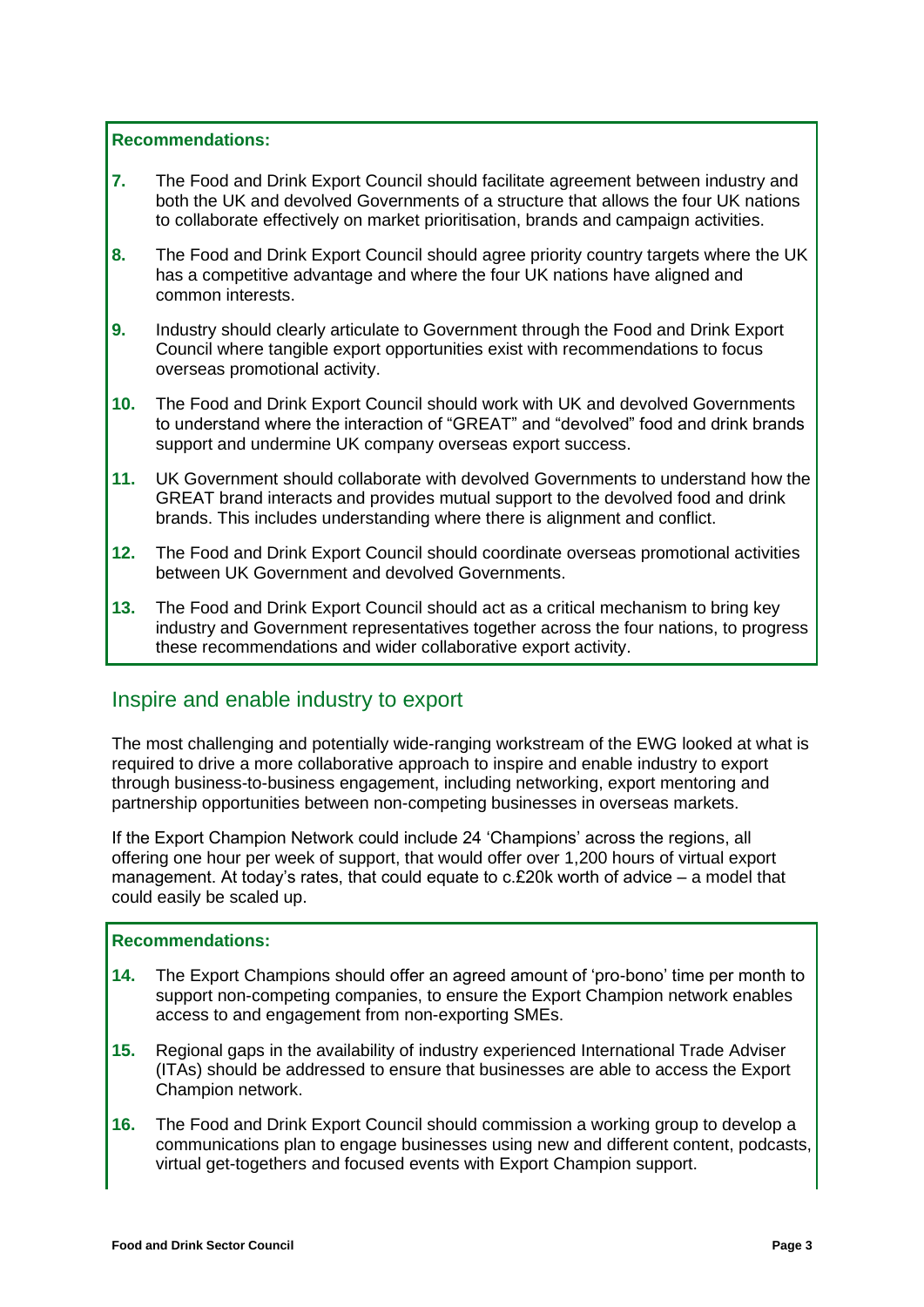**Recommendations:**

**7.** The Food and Drink Export Council should facilitate agreement between industry and both the UK and devolved Governments of a structure that allows the four UK nations to collaborate effectively on market prioritisation, brands and campaign activities.

**8.** The Food and Drink Export Council should agree priority country targets where the UK has a competitive advantage and where the four UK nations have aligned and common interests.

**9.** Industry should clearly articulate to Government through the Food and Drink Export Council where tangible export opportunities exist with recommendations to focus overseas promotional activity.

**10.** The Food and Drink Export Council should work with UK and devolved Governments to understand where the interaction of "GREAT" and "devolved" food and drink brands support and undermine UK company overseas export success.

**11.** UK Government should collaborate with devolved Governments to understand how the GREAT brand interacts and provides mutual support to the devolved food and drink brands. This includes understanding where there is alignment and conflict.

**12.** The Food and Drink Export Council should coordinate overseas promotional activities between UK Government and devolved Governments.

**13.** The Food and Drink Export Council should act as a critical mechanism to bring key industry and Government representatives together across the four nations, to progress these recommendations and wider collaborative export activity.

## Inspire and enable industry to export

The most challenging and potentially wide-ranging workstream of the EWG looked at what is required to drive a more collaborative approach to inspire and enable industry to export through business-to-business engagement, including networking, export mentoring and partnership opportunities between non-competing businesses in overseas markets.

If the Export Champion Network could include 24 'Champions' across the regions, all offering one hour per week of support, that would offer over 1,200 hours of virtual export management. At today's rates, that could equate to c.£20k worth of advice – a model that could easily be scaled up.

**Recommendations:**

**14.** The Export Champions should offer an agreed amount of 'pro-bono' time per month to support non-competing companies, to ensure the Export Champion network enables access to and engagement from non-exporting SMEs.

**15.** Regional gaps in the availability of industry experienced International Trade Adviser (ITAs) should be addressed to ensure that businesses are able to access the Export Champion network.

**16.** The Food and Drink Export Council should commission a working group to develop a communications plan to engage businesses using new and different content, podcasts, virtual get-togethers and focused events with Export Champion support.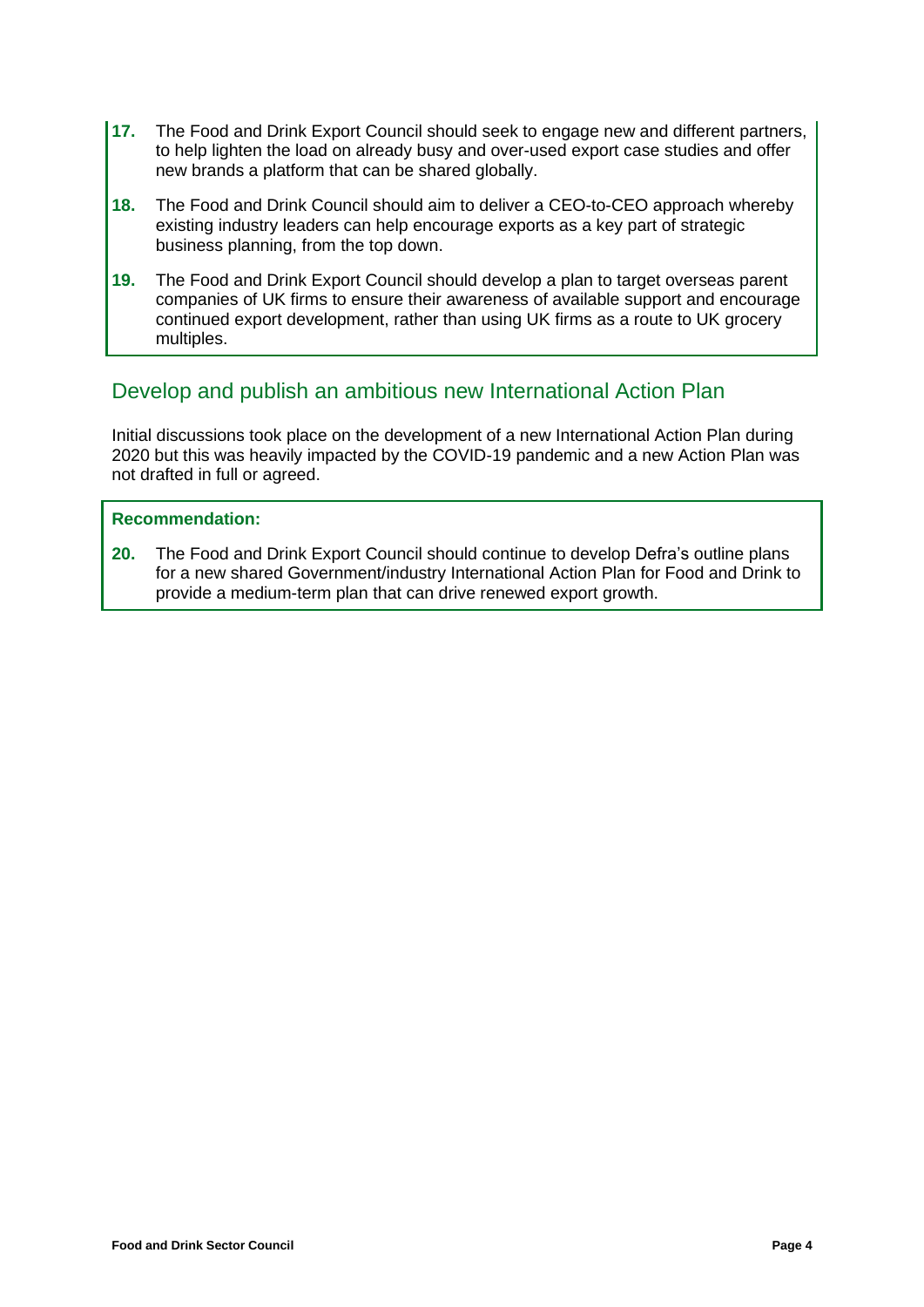**17.** The Food and Drink Export Council should seek to engage new and different partners, to help lighten the load on already busy and over-used export case studies and offer new brands a platform that can be shared globally.

**18.** The Food and Drink Council should aim to deliver a CEO-to-CEO approach whereby existing industry leaders can help encourage exports as a key part of strategic business planning, from the top down.

**19.** The Food and Drink Export Council should develop a plan to target overseas parent companies of UK firms to ensure their awareness of available support and encourage continued export development, rather than using UK firms as a route to UK grocery multiples.

## Develop and publish an ambitious new International Action Plan

Initial discussions took place on the development of a new International Action Plan during 2020 but this was heavily impacted by the COVID-19 pandemic and a new Action Plan was not drafted in full or agreed.

**Recommendation:**

**20.** The Food and Drink Export Council should continue to develop Defra's outline plans for a new shared Government/industry International Action Plan for Food and Drink to provide a medium-term plan that can drive renewed export growth.